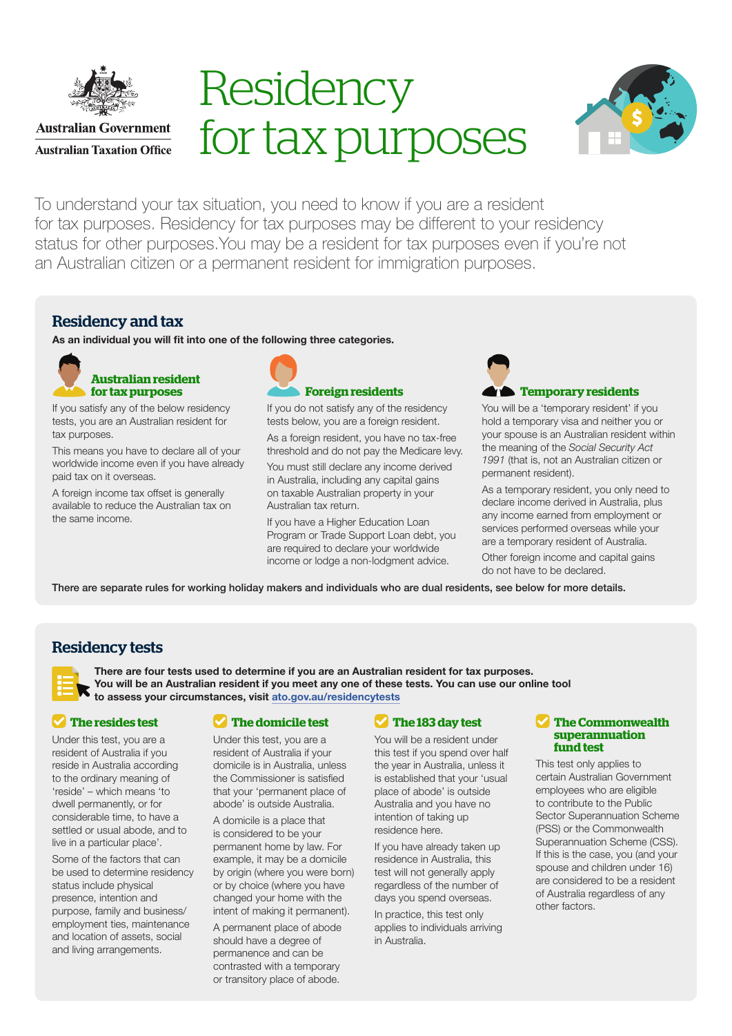Australian Government

Australian Taxation Office

# Residency for tax purposes

To understand your tax situation, you need to know if you are a resident for tax purposes. Residency for tax purposes may be different to your residency status for other purposes. You may be a resident for tax purposes even if you're not an Australian citizen or a permanent resident for immigration purposes.

## Residency and tax

**As an individual you will fit into one of the following three categories.**

### Australian resident for tax purposes

If you satisfy any of the below residency tests, you are an Australian resident for tax purposes.

This means you have to declare all of your worldwide income even if you have already paid tax on it overseas.

A foreign income tax offset is generally available to reduce the Australian tax on the same income.

### Foreign residents

If you do not satisfy any of the residency tests below, you are a foreign resident.

As a foreign resident, you have no tax-free threshold and do not pay the Medicare levy.

You must still declare any income derived in Australia, including any capital gains on taxable Australian property in your Australian tax return.

If you have a Higher Education Loan Program or Trade Support Loan debt, you are required to declare your worldwide income or lodge a non-lodgment advice.

### Temporary residents

You will be a 'temporary resident' if you hold a temporary visa and neither you or your spouse is an Australian resident within the meaning of the *Social Security Act 1991* (that is, not an Australian citizen or permanent resident).

As a temporary resident, you only need to declare income derived in Australia, plus any income earned from employment or services performed overseas while your are a temporary resident of Australia.

Other foreign income and capital gains do not have to be declared.

**There are separate rules for working holiday makers and individuals who are dual residents, see below for more details.**

## Residency tests

**There are four tests used to determine if you are an Australian resident for tax purposes. You will be an Australian resident if you meet any one of these tests. You can use our online tool to assess your circumstances, visit ato.gov.au/residencytests**

### The resides test

Under this test, you are a resident of Australia if you reside in Australia according to the ordinary meaning of 'reside' – which means 'to dwell permanently, or for considerable time, to have a settled or usual abode, and to live in a particular place'.

Some of the factors that can be used to determine residency status include physical presence, intention and purpose, family and business/employment ties, maintenance and location of assets, social and living arrangements.

### The domicile test

Under this test, you are a resident of Australia if your domicile is in Australia, unless the Commissioner is satisfied that your 'permanent place of abode' is outside Australia.

A domicile is a place that is considered to be your permanent home by law. For example, it may be a domicile by origin (where you were born) or by choice (where you have changed your home with the intent of making it permanent).

A permanent place of abode should have a degree of permanence and can be contrasted with a temporary or transitory place of abode.

### The 183 day test

You will be a resident under this test if you spend over half the year in Australia, unless it is established that your 'usual place of abode' is outside Australia and you have no intention of taking up residence here.

If you have already taken up residence in Australia, this test will not generally apply regardless of the number of days you spend overseas.

In practice, this test only applies to individuals arriving in Australia.

### The Commonwealth superannuation fund test

This test only applies to certain Australian Government employees who are eligible to contribute to the Public Sector Superannuation Scheme (PSS) or the Commonwealth Superannuation Scheme (CSS). If this is the case, you (and your spouse and children under 16) are considered to be a resident of Australia regardless of any other factors.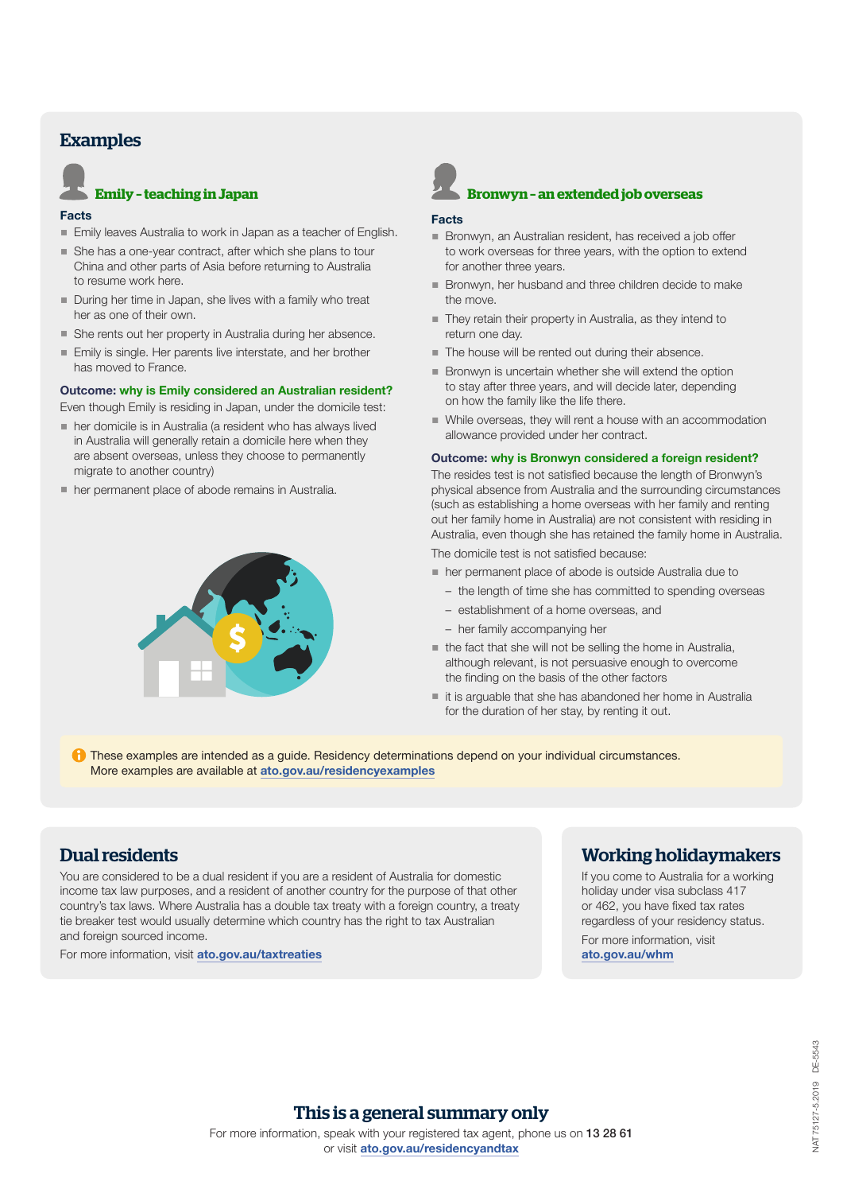## Examples

### Emily – teaching in Japan

**Facts**

- Emily leaves Australia to work in Japan as a teacher of English.
- She has a one-year contract, after which she plans to tour China and other parts of Asia before returning to Australia to resume work here.
- During her time in Japan, she lives with a family who treat her as one of their own.
- She rents out her property in Australia during her absence.
- Emily is single. Her parents live interstate, and her brother has moved to France.

**Outcome: why is Emily considered an Australian resident?**

Even though Emily is residing in Japan, under the domicile test:

- her domicile is in Australia (a resident who has always lived in Australia will generally retain a domicile here when they are absent overseas, unless they choose to permanently migrate to another country)
- her permanent place of abode remains in Australia.

### Bronwyn – an extended job overseas

**Facts**

- Bronwyn, an Australian resident, has received a job offer to work overseas for three years, with the option to extend for another three years.
- Bronwyn, her husband and three children decide to make the move.
- They retain their property in Australia, as they intend to return one day.
- The house will be rented out during their absence.
- Bronwyn is uncertain whether she will extend the option to stay after three years, and will decide later, depending on how the family like the life there.
- While overseas, they will rent a house with an accommodation allowance provided under her contract.

**Outcome: why is Bronwyn considered a foreign resident?**

The resides test is not satisfied because the length of Bronwyn's physical absence from Australia and the surrounding circumstances (such as establishing a home overseas with her family and renting out her family home in Australia) are not consistent with residing in Australia, even though she has retained the family home in Australia.

The domicile test is not satisfied because:

- her permanent place of abode is outside Australia due to
  - the length of time she has committed to spending overseas
  - establishment of a home overseas, and
  - her family accompanying her
- the fact that she will not be selling the home in Australia, although relevant, is not persuasive enough to overcome the finding on the basis of the other factors
- it is arguable that she has abandoned her home in Australia for the duration of her stay, by renting it out.

These examples are intended as a guide. Residency determinations depend on your individual circumstances. More examples are available at **ato.gov.au/residencyexamples**

## Dual residents

You are considered to be a dual resident if you are a resident of Australia for domestic income tax law purposes, and a resident of another country for the purpose of that other country's tax laws. Where Australia has a double tax treaty with a foreign country, a treaty tie breaker test would usually determine which country has the right to tax Australian and foreign sourced income.

For more information, visit **ato.gov.au/taxtreaties**

## Working holidaymakers

If you come to Australia for a working holiday under visa subclass 417 or 462, you have fixed tax rates regardless of your residency status.

For more information, visit **ato.gov.au/whm**

## This is a general summary only

For more information, speak with your registered tax agent, phone us on **13 28 61** or visit **ato.gov.au/residencyandtax**

NAT 75127-5.2019 DE-5543